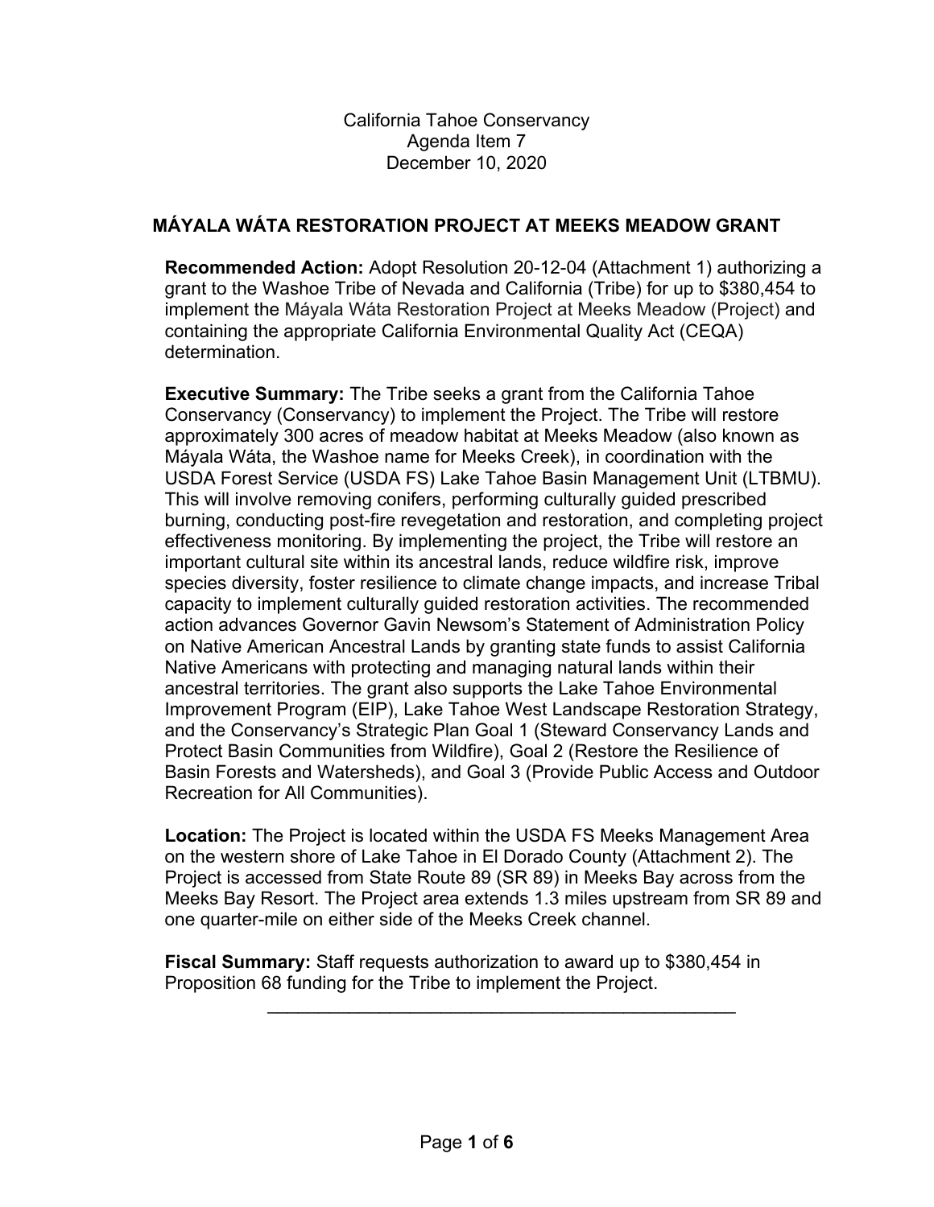California Tahoe Conservancy
Agenda Item 7
December 10, 2020

# MÁYALA WÁTA RESTORATION PROJECT AT MEEKS MEADOW GRANT

**Recommended Action:** Adopt Resolution 20-12-04 (Attachment 1) authorizing a grant to the Washoe Tribe of Nevada and California (Tribe) for up to $380,454 to implement the Máyala Wáta Restoration Project at Meeks Meadow (Project) and containing the appropriate California Environmental Quality Act (CEQA) determination.

**Executive Summary:** The Tribe seeks a grant from the California Tahoe Conservancy (Conservancy) to implement the Project. The Tribe will restore approximately 300 acres of meadow habitat at Meeks Meadow (also known as Máyala Wáta, the Washoe name for Meeks Creek), in coordination with the USDA Forest Service (USDA FS) Lake Tahoe Basin Management Unit (LTBMU). This will involve removing conifers, performing culturally guided prescribed burning, conducting post-fire revegetation and restoration, and completing project effectiveness monitoring. By implementing the project, the Tribe will restore an important cultural site within its ancestral lands, reduce wildfire risk, improve species diversity, foster resilience to climate change impacts, and increase Tribal capacity to implement culturally guided restoration activities. The recommended action advances Governor Gavin Newsom's Statement of Administration Policy on Native American Ancestral Lands by granting state funds to assist California Native Americans with protecting and managing natural lands within their ancestral territories. The grant also supports the Lake Tahoe Environmental Improvement Program (EIP), Lake Tahoe West Landscape Restoration Strategy, and the Conservancy's Strategic Plan Goal 1 (Steward Conservancy Lands and Protect Basin Communities from Wildfire), Goal 2 (Restore the Resilience of Basin Forests and Watersheds), and Goal 3 (Provide Public Access and Outdoor Recreation for All Communities).

**Location:** The Project is located within the USDA FS Meeks Management Area on the western shore of Lake Tahoe in El Dorado County (Attachment 2). The Project is accessed from State Route 89 (SR 89) in Meeks Bay across from the Meeks Bay Resort. The Project area extends 1.3 miles upstream from SR 89 and one quarter-mile on either side of the Meeks Creek channel.

**Fiscal Summary:** Staff requests authorization to award up to $380,454 in Proposition 68 funding for the Tribe to implement the Project.

---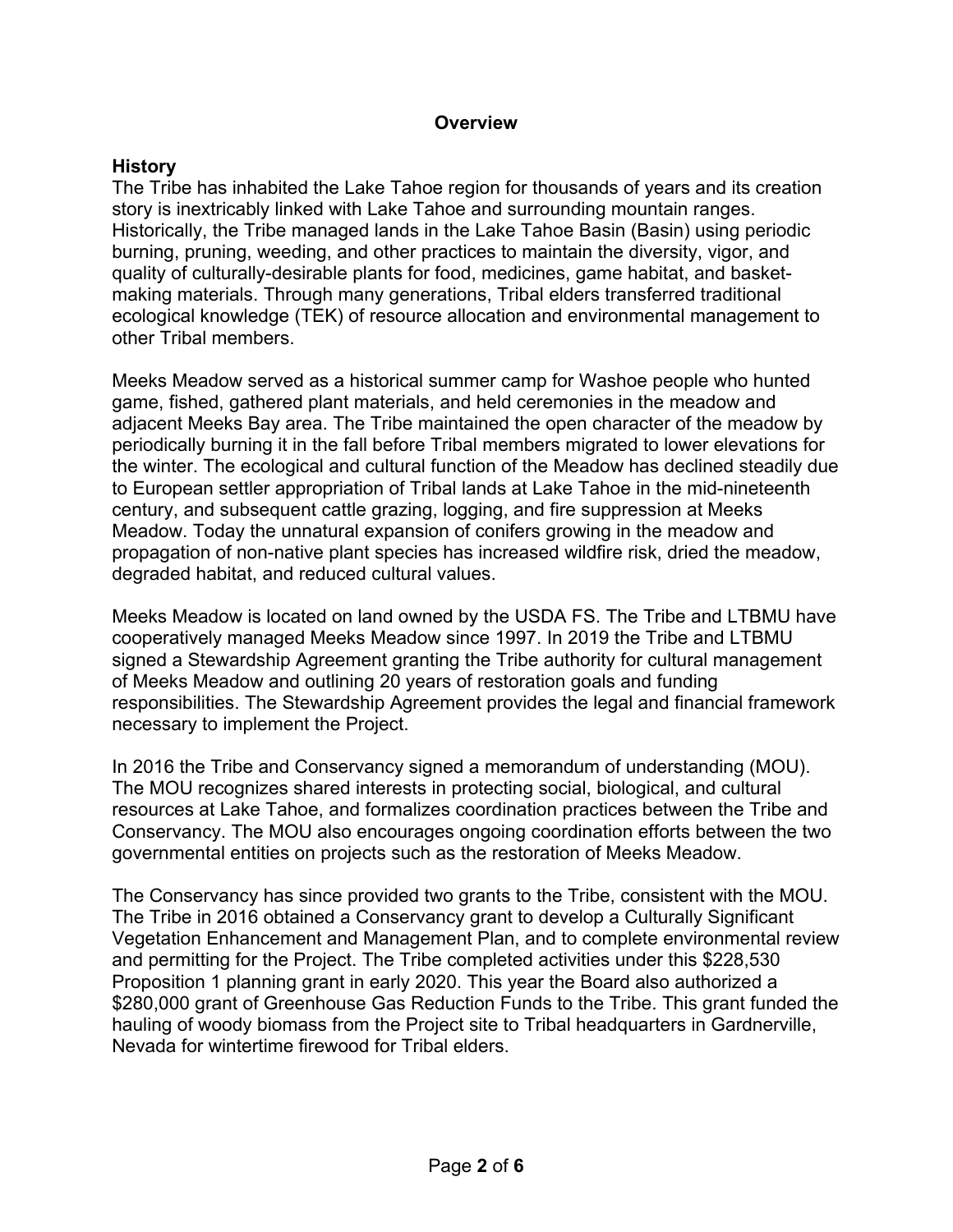## Overview

### History

The Tribe has inhabited the Lake Tahoe region for thousands of years and its creation story is inextricably linked with Lake Tahoe and surrounding mountain ranges. Historically, the Tribe managed lands in the Lake Tahoe Basin (Basin) using periodic burning, pruning, weeding, and other practices to maintain the diversity, vigor, and quality of culturally-desirable plants for food, medicines, game habitat, and basket-making materials. Through many generations, Tribal elders transferred traditional ecological knowledge (TEK) of resource allocation and environmental management to other Tribal members.

Meeks Meadow served as a historical summer camp for Washoe people who hunted game, fished, gathered plant materials, and held ceremonies in the meadow and adjacent Meeks Bay area. The Tribe maintained the open character of the meadow by periodically burning it in the fall before Tribal members migrated to lower elevations for the winter. The ecological and cultural function of the Meadow has declined steadily due to European settler appropriation of Tribal lands at Lake Tahoe in the mid-nineteenth century, and subsequent cattle grazing, logging, and fire suppression at Meeks Meadow. Today the unnatural expansion of conifers growing in the meadow and propagation of non-native plant species has increased wildfire risk, dried the meadow, degraded habitat, and reduced cultural values.

Meeks Meadow is located on land owned by the USDA FS. The Tribe and LTBMU have cooperatively managed Meeks Meadow since 1997. In 2019 the Tribe and LTBMU signed a Stewardship Agreement granting the Tribe authority for cultural management of Meeks Meadow and outlining 20 years of restoration goals and funding responsibilities. The Stewardship Agreement provides the legal and financial framework necessary to implement the Project.

In 2016 the Tribe and Conservancy signed a memorandum of understanding (MOU). The MOU recognizes shared interests in protecting social, biological, and cultural resources at Lake Tahoe, and formalizes coordination practices between the Tribe and Conservancy. The MOU also encourages ongoing coordination efforts between the two governmental entities on projects such as the restoration of Meeks Meadow.

The Conservancy has since provided two grants to the Tribe, consistent with the MOU. The Tribe in 2016 obtained a Conservancy grant to develop a Culturally Significant Vegetation Enhancement and Management Plan, and to complete environmental review and permitting for the Project. The Tribe completed activities under this $228,530 Proposition 1 planning grant in early 2020. This year the Board also authorized a $280,000 grant of Greenhouse Gas Reduction Funds to the Tribe. This grant funded the hauling of woody biomass from the Project site to Tribal headquarters in Gardnerville, Nevada for wintertime firewood for Tribal elders.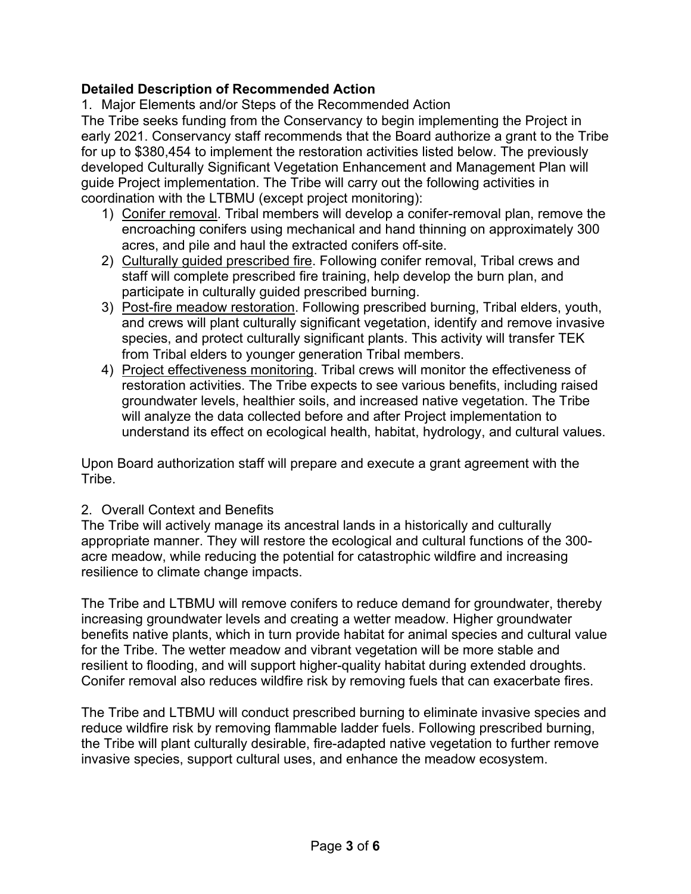**Detailed Description of Recommended Action**

1. Major Elements and/or Steps of the Recommended Action

The Tribe seeks funding from the Conservancy to begin implementing the Project in early 2021. Conservancy staff recommends that the Board authorize a grant to the Tribe for up to $380,454 to implement the restoration activities listed below. The previously developed Culturally Significant Vegetation Enhancement and Management Plan will guide Project implementation. The Tribe will carry out the following activities in coordination with the LTBMU (except project monitoring):

1) Conifer removal. Tribal members will develop a conifer-removal plan, remove the encroaching conifers using mechanical and hand thinning on approximately 300 acres, and pile and haul the extracted conifers off-site.
2) Culturally guided prescribed fire. Following conifer removal, Tribal crews and staff will complete prescribed fire training, help develop the burn plan, and participate in culturally guided prescribed burning.
3) Post-fire meadow restoration. Following prescribed burning, Tribal elders, youth, and crews will plant culturally significant vegetation, identify and remove invasive species, and protect culturally significant plants. This activity will transfer TEK from Tribal elders to younger generation Tribal members.
4) Project effectiveness monitoring. Tribal crews will monitor the effectiveness of restoration activities. The Tribe expects to see various benefits, including raised groundwater levels, healthier soils, and increased native vegetation. The Tribe will analyze the data collected before and after Project implementation to understand its effect on ecological health, habitat, hydrology, and cultural values.

Upon Board authorization staff will prepare and execute a grant agreement with the Tribe.

2. Overall Context and Benefits

The Tribe will actively manage its ancestral lands in a historically and culturally appropriate manner. They will restore the ecological and cultural functions of the 300-acre meadow, while reducing the potential for catastrophic wildfire and increasing resilience to climate change impacts.

The Tribe and LTBMU will remove conifers to reduce demand for groundwater, thereby increasing groundwater levels and creating a wetter meadow. Higher groundwater benefits native plants, which in turn provide habitat for animal species and cultural value for the Tribe. The wetter meadow and vibrant vegetation will be more stable and resilient to flooding, and will support higher-quality habitat during extended droughts. Conifer removal also reduces wildfire risk by removing fuels that can exacerbate fires.

The Tribe and LTBMU will conduct prescribed burning to eliminate invasive species and reduce wildfire risk by removing flammable ladder fuels. Following prescribed burning, the Tribe will plant culturally desirable, fire-adapted native vegetation to further remove invasive species, support cultural uses, and enhance the meadow ecosystem.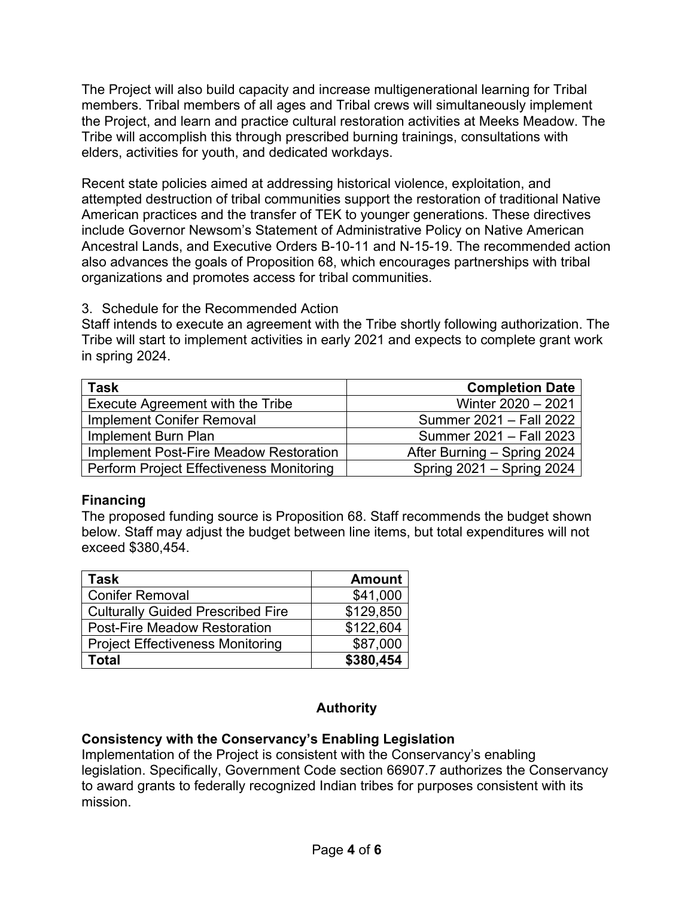The Project will also build capacity and increase multigenerational learning for Tribal members. Tribal members of all ages and Tribal crews will simultaneously implement the Project, and learn and practice cultural restoration activities at Meeks Meadow. The Tribe will accomplish this through prescribed burning trainings, consultations with elders, activities for youth, and dedicated workdays.

Recent state policies aimed at addressing historical violence, exploitation, and attempted destruction of tribal communities support the restoration of traditional Native American practices and the transfer of TEK to younger generations. These directives include Governor Newsom's Statement of Administrative Policy on Native American Ancestral Lands, and Executive Orders B-10-11 and N-15-19. The recommended action also advances the goals of Proposition 68, which encourages partnerships with tribal organizations and promotes access for tribal communities.

3. Schedule for the Recommended Action

Staff intends to execute an agreement with the Tribe shortly following authorization. The Tribe will start to implement activities in early 2021 and expects to complete grant work in spring 2024.

| Task | Completion Date |
|---|---:|
| Execute Agreement with the Tribe | Winter 2020 – 2021 |
| Implement Conifer Removal | Summer 2021 – Fall 2022 |
| Implement Burn Plan | Summer 2021 – Fall 2023 |
| Implement Post-Fire Meadow Restoration | After Burning – Spring 2024 |
| Perform Project Effectiveness Monitoring | Spring 2021 – Spring 2024 |

### Financing

The proposed funding source is Proposition 68. Staff recommends the budget shown below. Staff may adjust the budget between line items, but total expenditures will not exceed $380,454.

| Task | Amount |
|---|---:|
| Conifer Removal | $41,000 |
| Culturally Guided Prescribed Fire | $129,850 |
| Post-Fire Meadow Restoration | $122,604 |
| Project Effectiveness Monitoring | $87,000 |
| **Total** | **$380,454** |

## Authority

### Consistency with the Conservancy's Enabling Legislation

Implementation of the Project is consistent with the Conservancy's enabling legislation. Specifically, Government Code section 66907.7 authorizes the Conservancy to award grants to federally recognized Indian tribes for purposes consistent with its mission.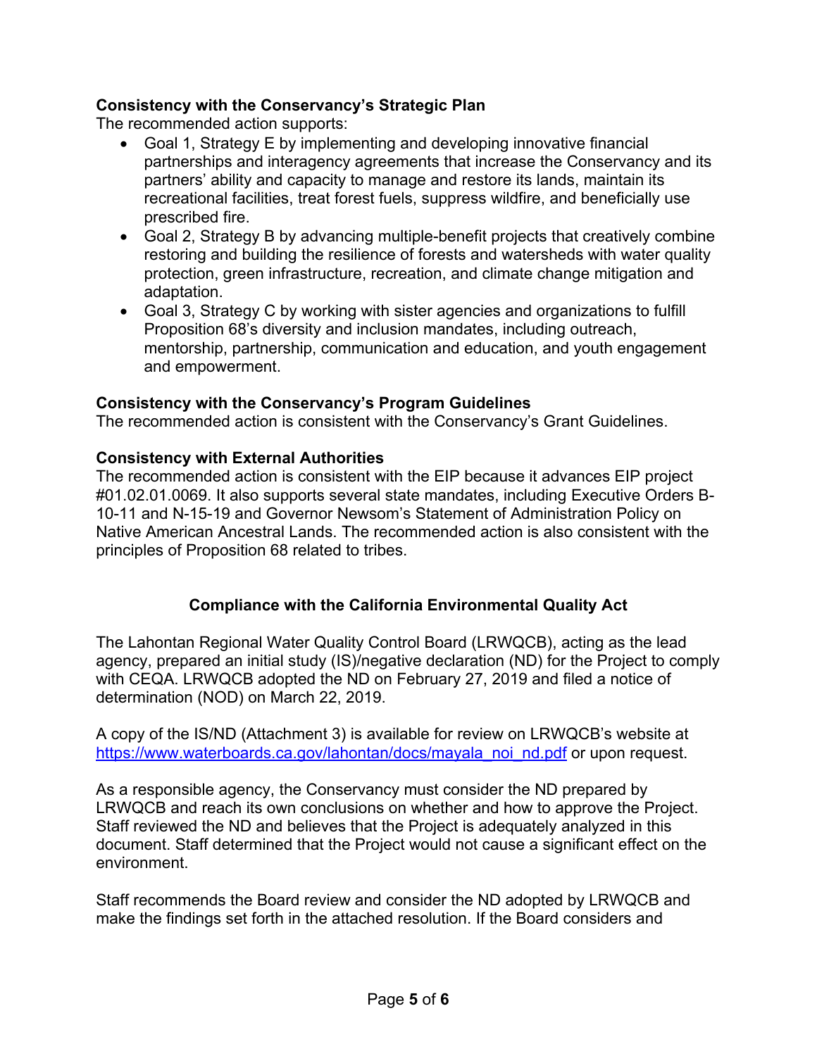**Consistency with the Conservancy's Strategic Plan**

The recommended action supports:

- Goal 1, Strategy E by implementing and developing innovative financial partnerships and interagency agreements that increase the Conservancy and its partners' ability and capacity to manage and restore its lands, maintain its recreational facilities, treat forest fuels, suppress wildfire, and beneficially use prescribed fire.
- Goal 2, Strategy B by advancing multiple-benefit projects that creatively combine restoring and building the resilience of forests and watersheds with water quality protection, green infrastructure, recreation, and climate change mitigation and adaptation.
- Goal 3, Strategy C by working with sister agencies and organizations to fulfill Proposition 68's diversity and inclusion mandates, including outreach, mentorship, partnership, communication and education, and youth engagement and empowerment.

**Consistency with the Conservancy's Program Guidelines**

The recommended action is consistent with the Conservancy's Grant Guidelines.

**Consistency with External Authorities**

The recommended action is consistent with the EIP because it advances EIP project #01.02.01.0069. It also supports several state mandates, including Executive Orders B-10-11 and N-15-19 and Governor Newsom's Statement of Administration Policy on Native American Ancestral Lands. The recommended action is also consistent with the principles of Proposition 68 related to tribes.

## Compliance with the California Environmental Quality Act

The Lahontan Regional Water Quality Control Board (LRWQCB), acting as the lead agency, prepared an initial study (IS)/negative declaration (ND) for the Project to comply with CEQA. LRWQCB adopted the ND on February 27, 2019 and filed a notice of determination (NOD) on March 22, 2019.

A copy of the IS/ND (Attachment 3) is available for review on LRWQCB's website at [https://www.waterboards.ca.gov/lahontan/docs/mayala_noi_nd.pdf](https://www.waterboards.ca.gov/lahontan/docs/mayala_noi_nd.pdf) or upon request.

As a responsible agency, the Conservancy must consider the ND prepared by LRWQCB and reach its own conclusions on whether and how to approve the Project. Staff reviewed the ND and believes that the Project is adequately analyzed in this document. Staff determined that the Project would not cause a significant effect on the environment.

Staff recommends the Board review and consider the ND adopted by LRWQCB and make the findings set forth in the attached resolution. If the Board considers and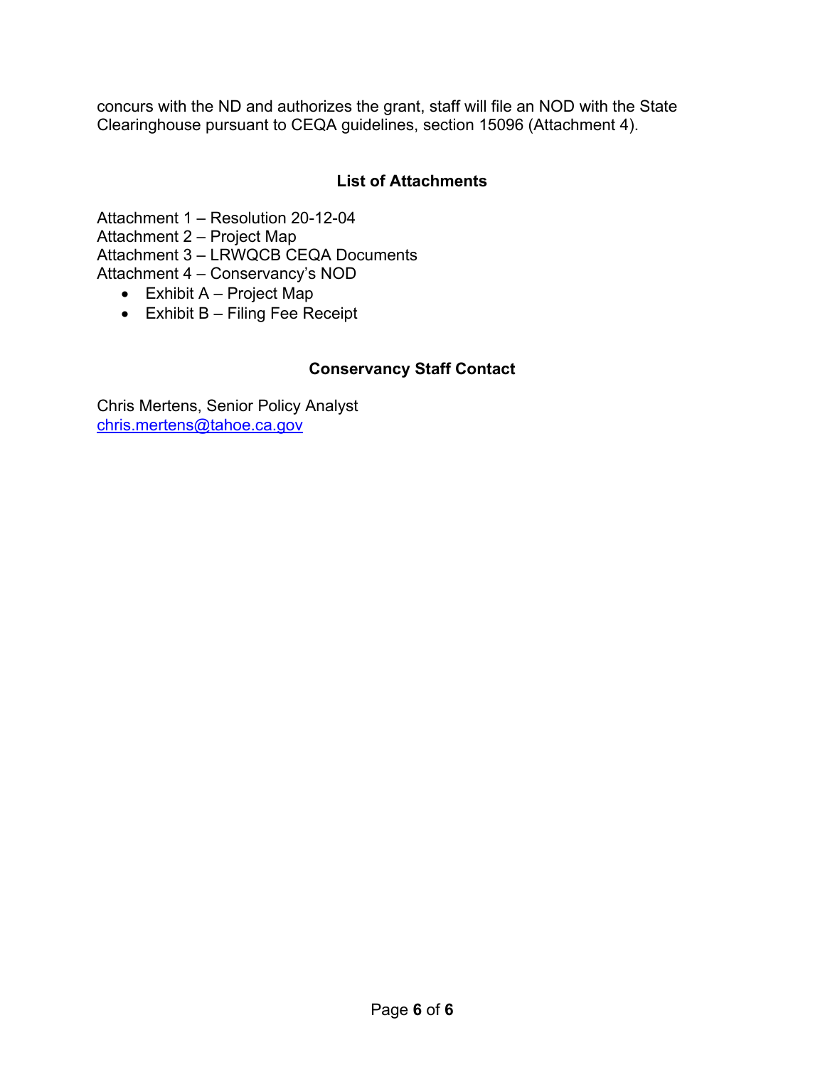concurs with the ND and authorizes the grant, staff will file an NOD with the State Clearinghouse pursuant to CEQA guidelines, section 15096 (Attachment 4).

## List of Attachments

Attachment 1 – Resolution 20-12-04
Attachment 2 – Project Map
Attachment 3 – LRWQCB CEQA Documents
Attachment 4 – Conservancy's NOD

- Exhibit A – Project Map
- Exhibit B – Filing Fee Receipt

## Conservancy Staff Contact

Chris Mertens, Senior Policy Analyst
chris.mertens@tahoe.ca.gov